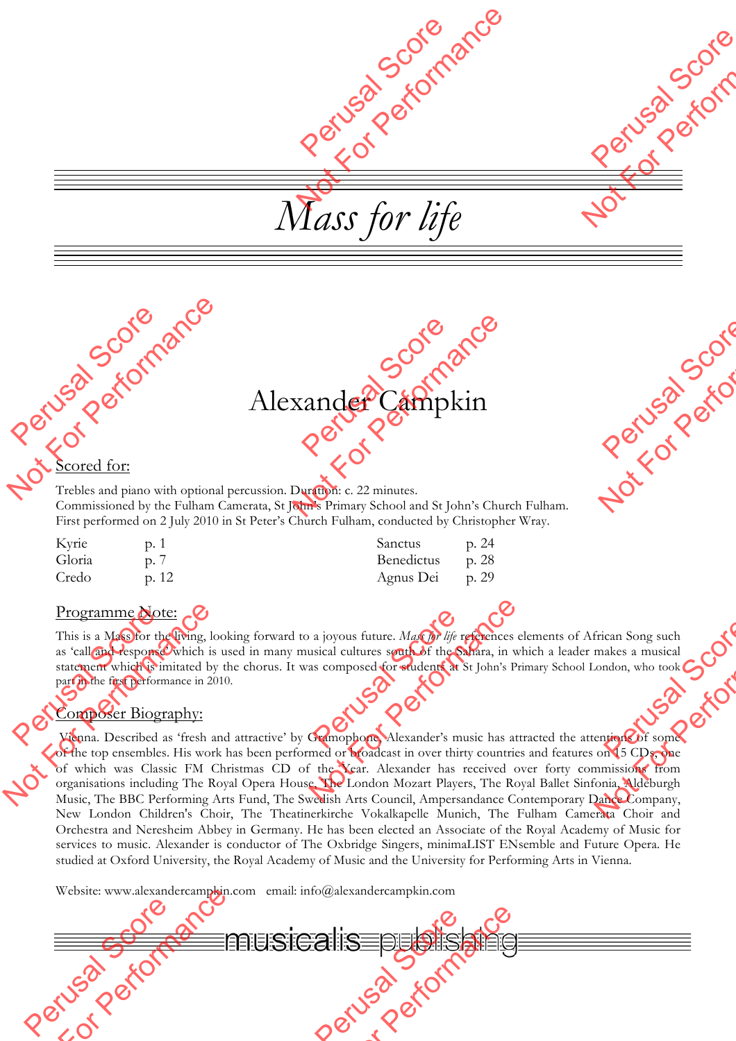# *Mass for life*

## Alexander Campkin

### Scored for:

Trebles and piano with optional percussion. Duration: c. 22 minutes.
Commissioned by the Fulham Camerata, St John's Primary School and St John's Church Fulham.
First performed on 2 July 2010 in St Peter's Church Fulham, conducted by Christopher Wray.

| | | | |
|---|---|---|---|
| Kyrie | p. 1 | Sanctus | p. 24 |
| Gloria | p. 7 | Benedictus | p. 28 |
| Credo | p. 12 | Agnus Dei | p. 29 |

### Programme Note:

This is a Mass for the living, looking forward to a joyous future. *Mass for life* references elements of African Song such as 'call and response' which is used in many musical cultures south of the Sahara, in which a leader makes a musical statement which is imitated by the chorus. It was composed for students at St John's Primary School London, who took part in the first performance in 2010.

### Composer Biography:

Vienna. Described as 'fresh and attractive' by Gramophone, Alexander's music has attracted the attentions of some of the top ensembles. His work has been performed or broadcast in over thirty countries and features on 15 CDs, one of which was Classic FM Christmas CD of the Year. Alexander has received over forty commissions from organisations including The Royal Opera House, The London Mozart Players, The Royal Ballet Sinfonia, Aldeburgh Music, The BBC Performing Arts Fund, The Swedish Arts Council, Ampersandance Contemporary Dance Company, New London Children's Choir, The Theatinerkirche Vokalkapelle Munich, The Fulham Camerata Choir and Orchestra and Neresheim Abbey in Germany. He has been elected an Associate of the Royal Academy of Music for services to music. Alexander is conductor of The Oxbridge Singers, minimaLIST ENsemble and Future Opera. He studied at Oxford University, the Royal Academy of Music and the University for Performing Arts in Vienna.

Website: www.alexandercampkin.com email: info@alexandercampkin.com

musicalis publishing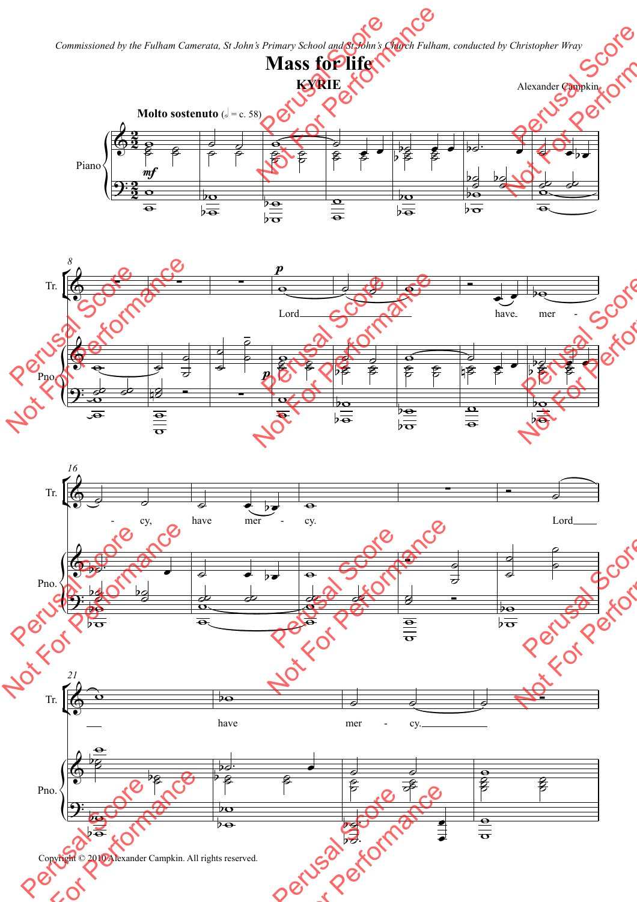*Commissioned by the Fulham Camerata, St John's Primary School and St John's Church Fulham, conducted by Christopher Wray*

# Mass for life

## KYRIE

Alexander Campkin

**Molto sostenuto** (♩ = c. 58)

Lord have mer - cy, have mer - cy.

Lord have mer - cy.

Copyright © 2010 Alexander Campkin. All rights reserved.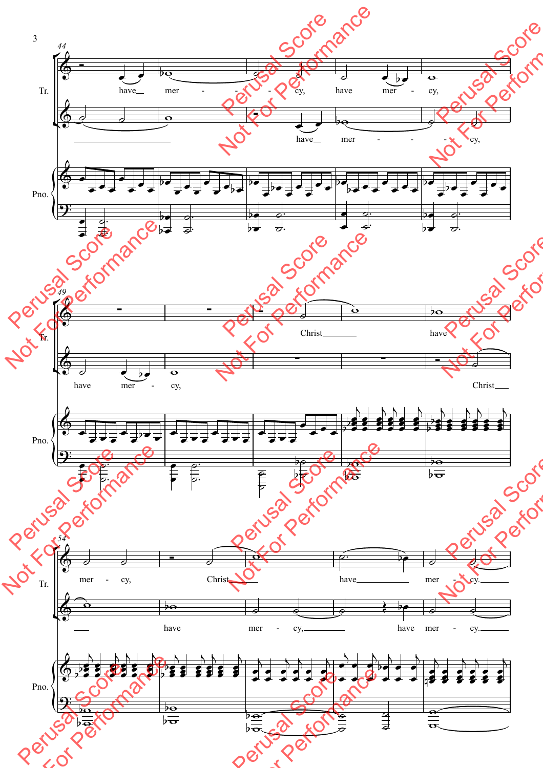Tr.

have mer - - - - cy, have mer - cy,

have mer - - - - cy,

Pno.

Tr.

Christ have

have mer - cy, Christ

Pno.

Tr.

mer - cy, Christ have mer - cy.

have mer - cy, have mer - cy.

Pno.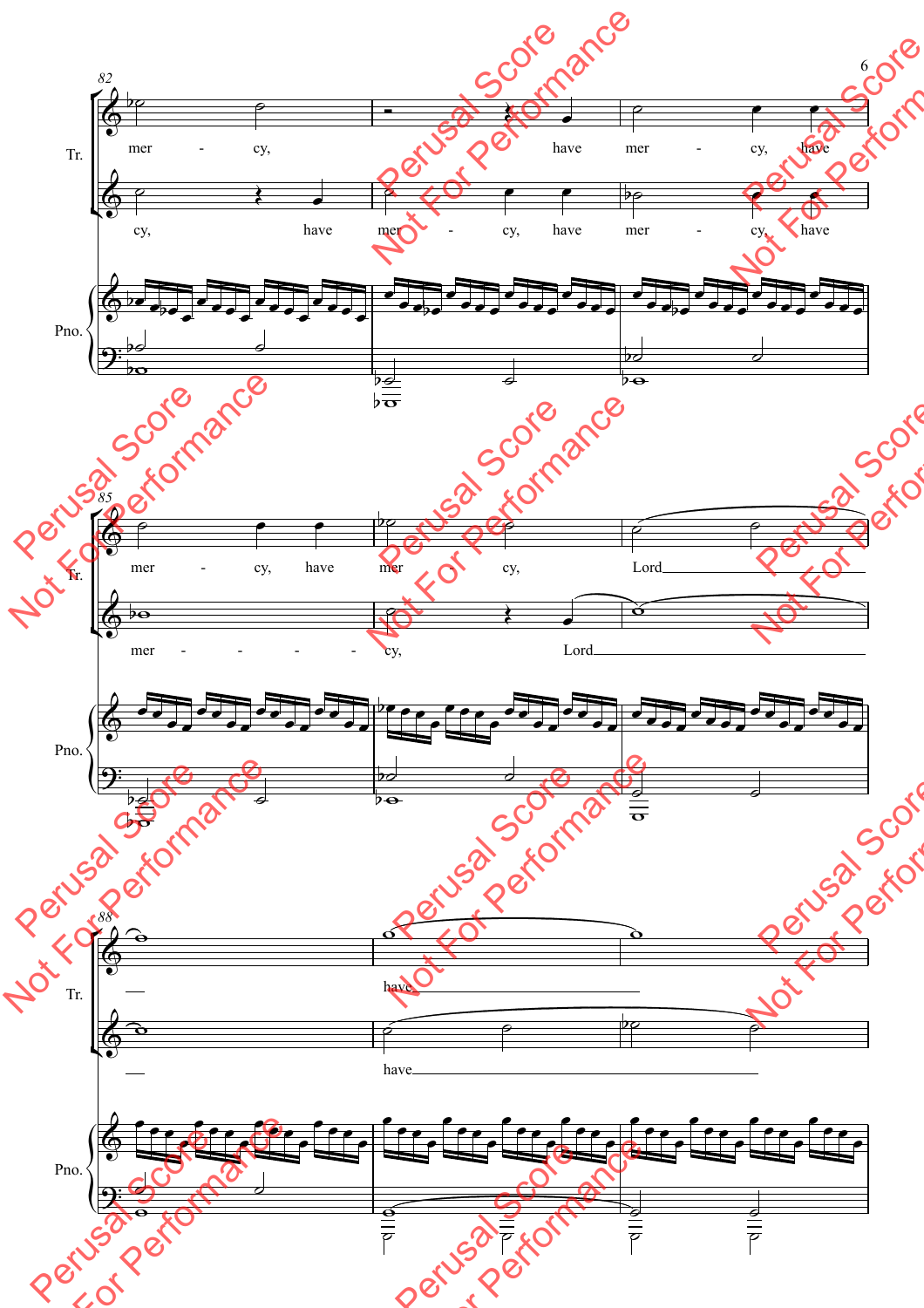82

Tr.

mer - cy, have mer - cy, have

cy, have mer - cy, have mer - cy, have

Pno.

85

Tr.

mer - cy, have mer - cy, Lord

mer - - - - cy, Lord

Pno.

88

Tr.

have

have

Pno.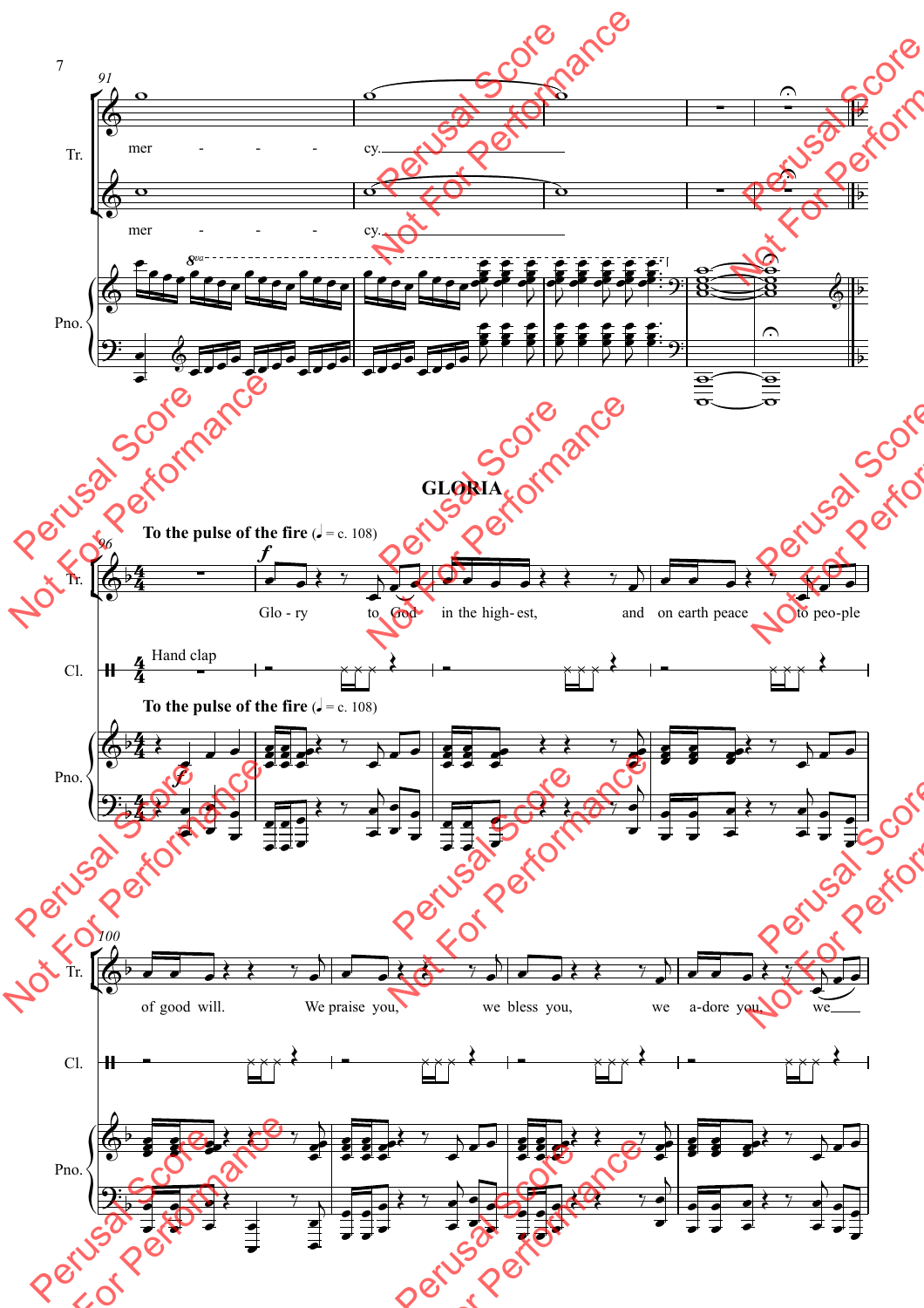## GLORIA

**To the pulse of the fire** (♩ = c. 108)

Tr.: mer - - - - cy.

Glo - ry to God in the high- est, and on earth peace to peo-ple of good will. We praise you, we bless you, we a-dore you, we

Cl.: Hand clap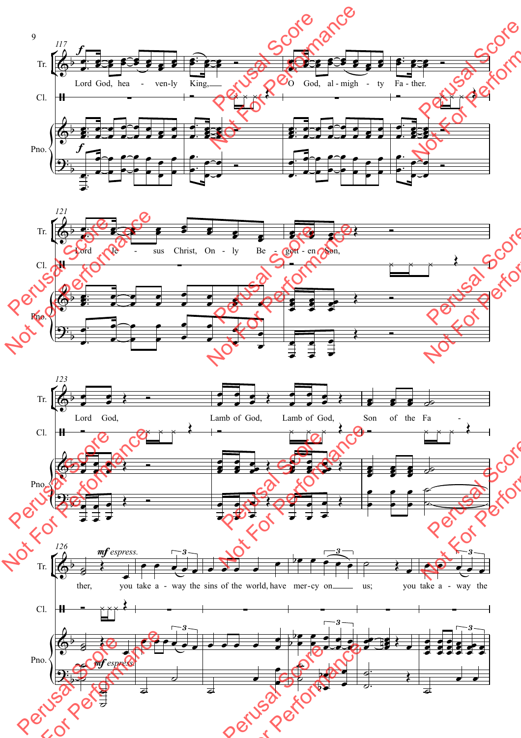117

Tr.

*f*

Lord God, hea - ven-ly King, O God, al-migh - ty Fa - ther.

Cl.

Pno.

*f*

121

Tr.

Lord Je - sus Christ, On - ly Be - gott - en Son,

Cl.

Pno.

123

Tr.

Lord God, Lamb of God, Lamb of God, Son of the Fa -

Cl.

Pno.

126

Tr.

*mf espress.*

ther, you take a - way the sins of the world, have mer-cy on us; you take a - way the

Cl.

Pno.

*mf espress.*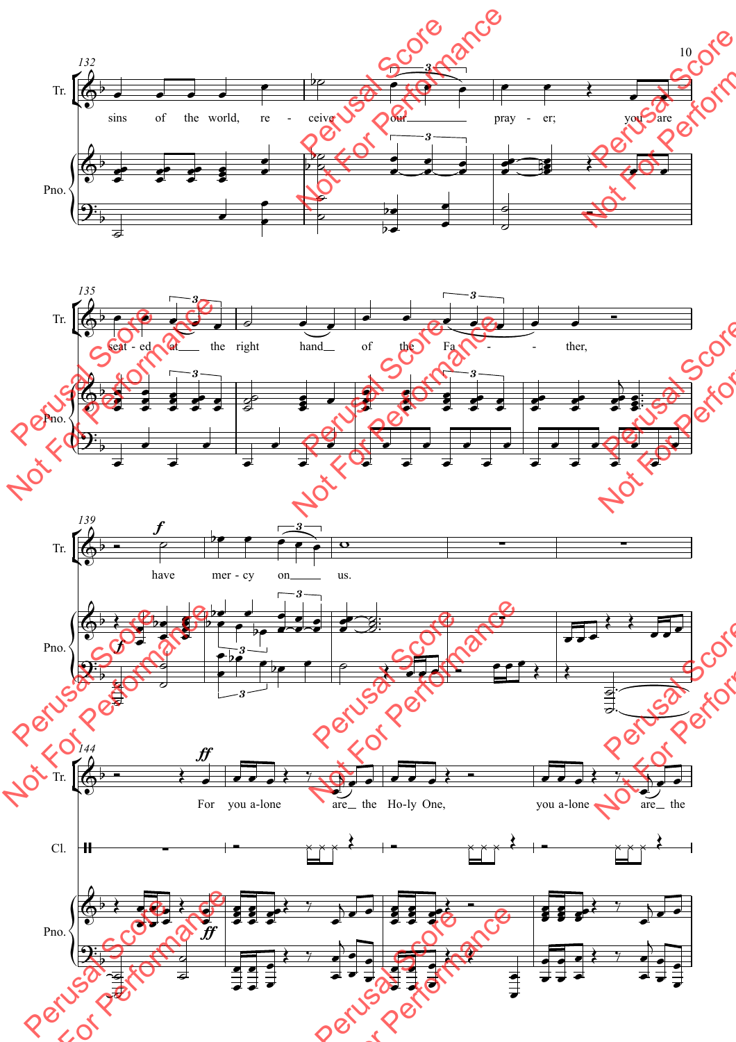sins of the world, re - ceive our pray - er; you are

seat - ed at the right hand of the Fa - ther,

have mer - cy on us.

For you a-lone are the Ho-ly One, you a-lone are the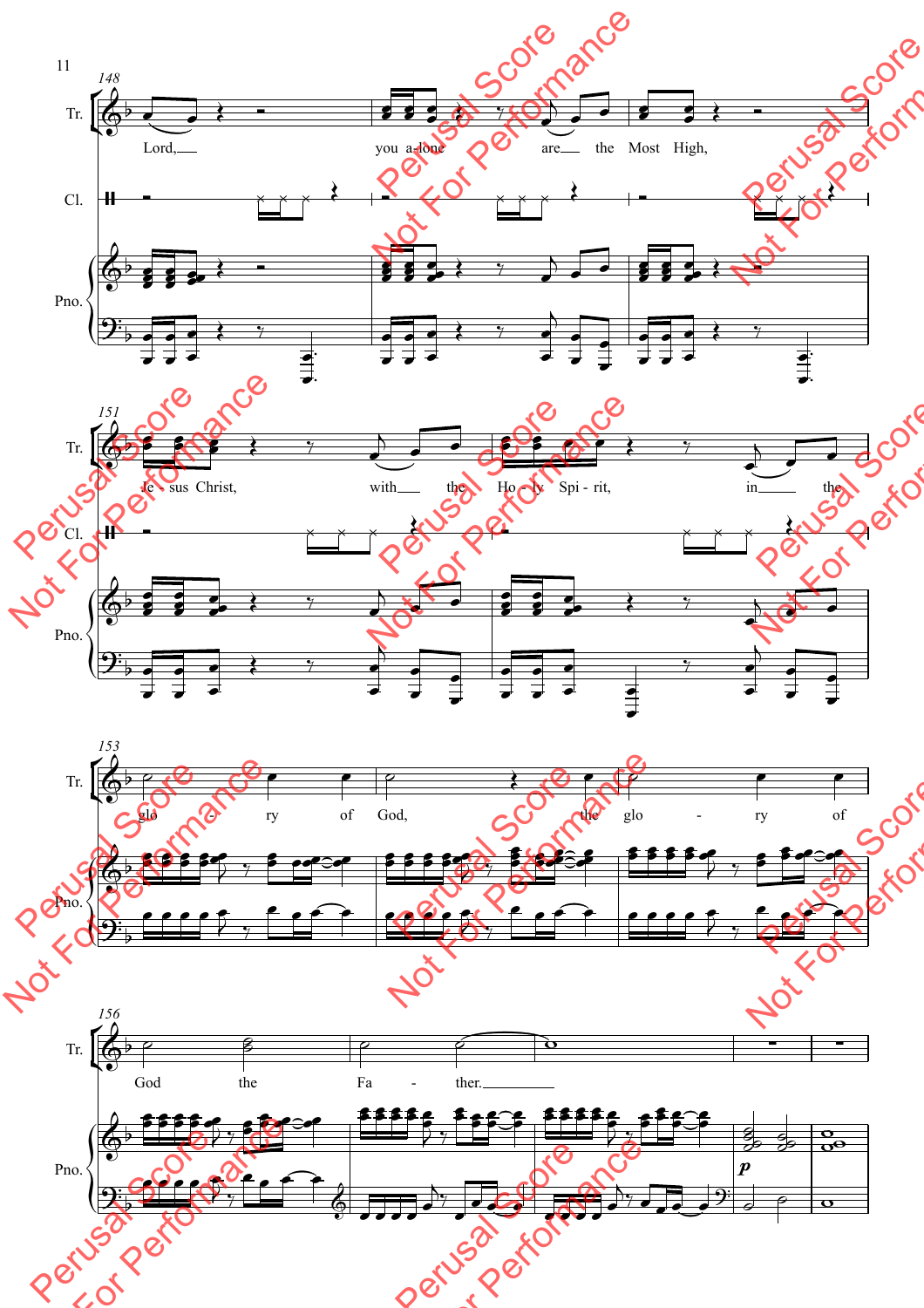Lord, you a-lone are the Most High,

Je - sus Christ, with the Ho - ly Spi - rit, in the

glo - ry of God, the glo - ry of

God the Fa - ther.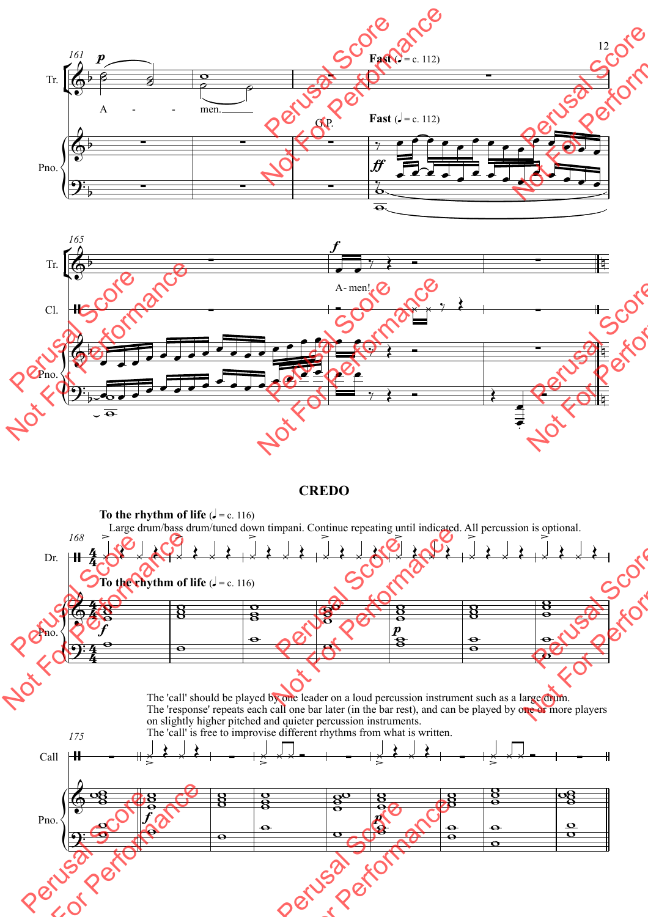## CREDO

**To the rhythm of life** (♩ = c. 116)

Large drum/bass drum/tuned down timpani. Continue repeating until indicated. All percussion is optional.

The 'call' should be played by one leader on a loud percussion instrument such as a large drum.
The 'response' repeats each call one bar later (in the bar rest), and can be played by one or more players on slightly higher pitched and quieter percussion instruments.
The 'call' is free to improvise different rhythms from what is written.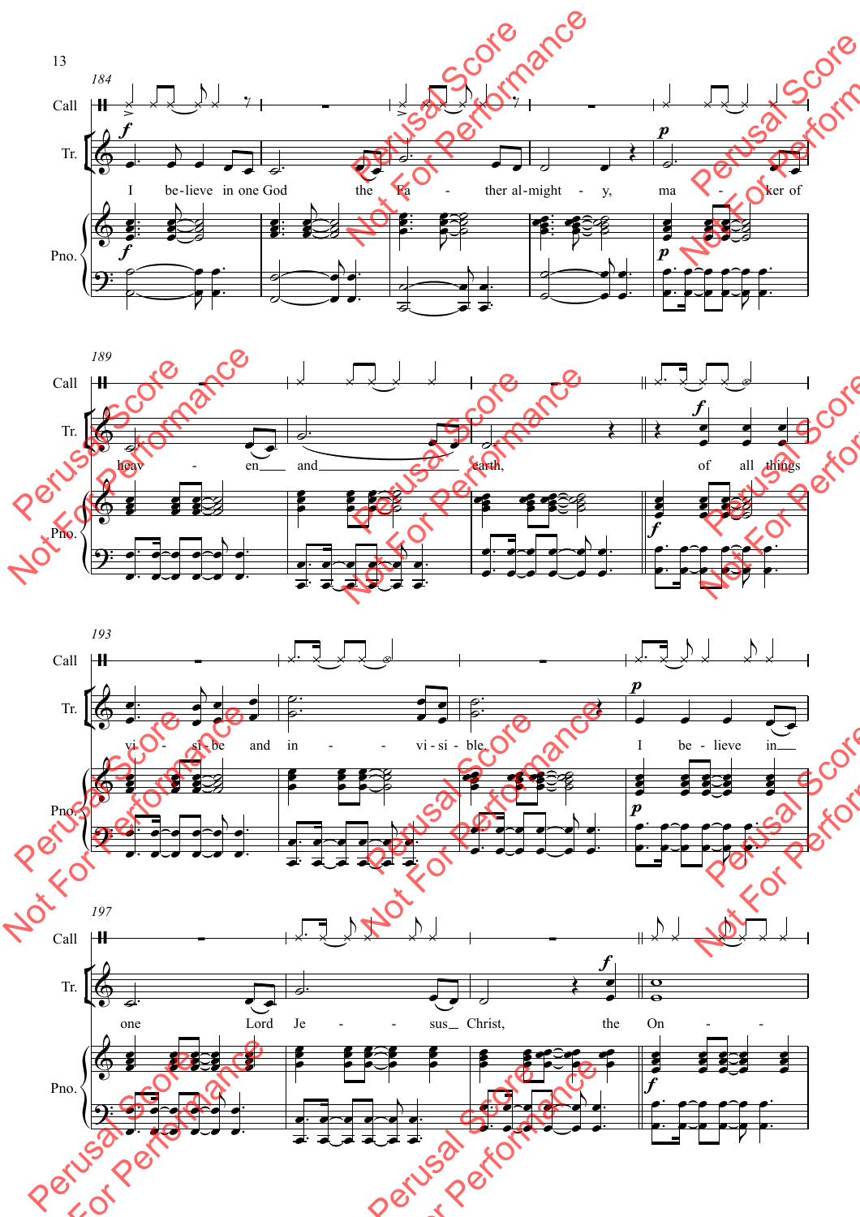184

Call

Tr.

Pno.

I be - lieve in one God the Fa - ther al - might - y, ma - ker of

189

heav - en and earth, of all things

193

vi - si - be and in - vi - si - ble. I be - lieve in

197

one Lord Je - sus Christ, the On -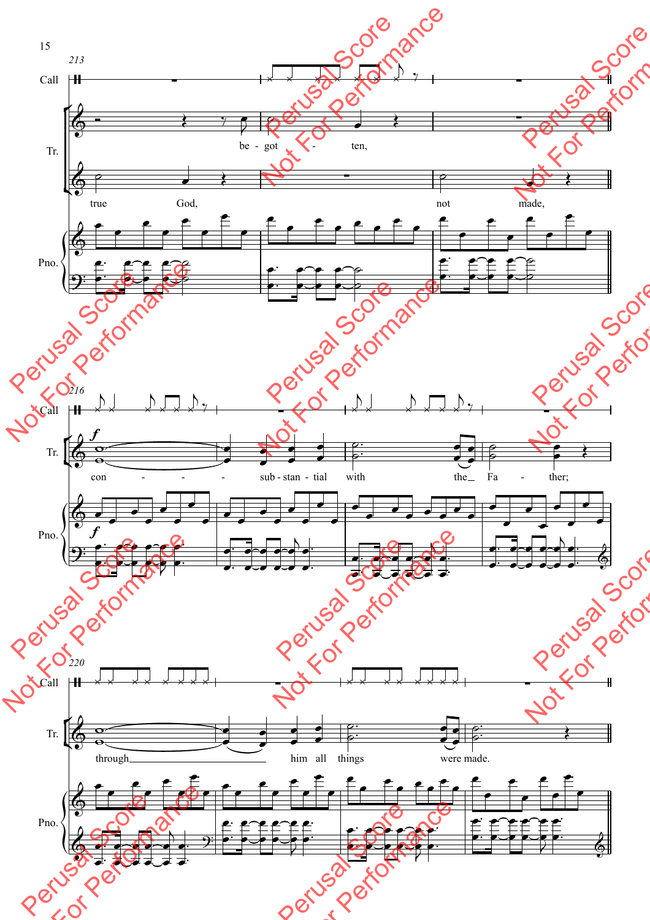213

Call

Tr.

be - got - ten,

true God, not made,

Pno.

216

Call

Tr.

*f*

con - - - - sub - stan - tial with the Fa - ther;

Pno.

*f*

220

Call

Tr.

through him all things were made.

Pno.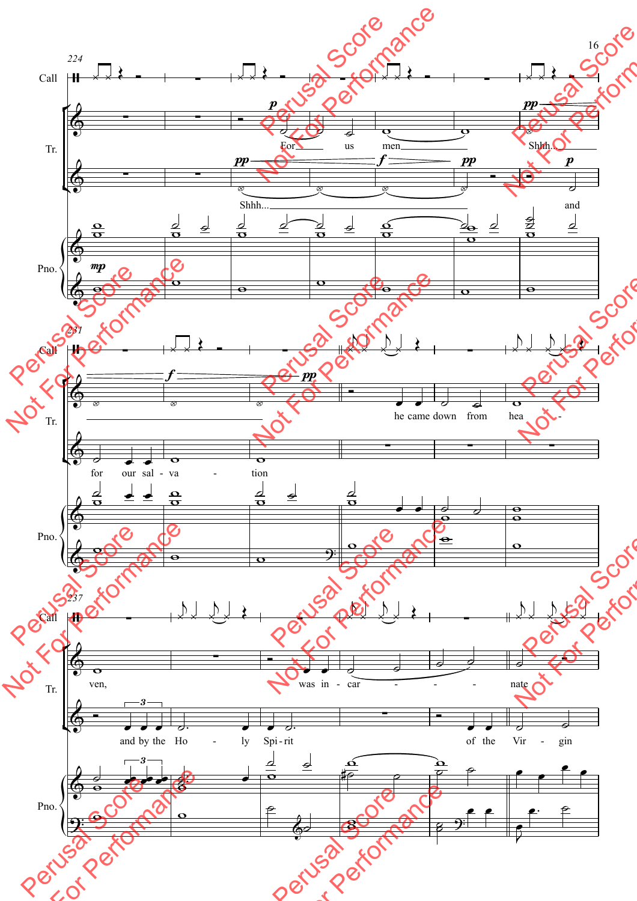224

Call

Tr.

*p*

For us men

Shhh...

*pp* *f* *pp*

Shhh...

*pp* *p*

and

Pno.

*mp*

231

Call

Tr.

*f* *pp*

he came down from hea -

for our sal - va - tion

Pno.

237

Call

Tr.

ven, was in - car - - - nate

3

and by the Ho - ly Spi - rit of the Vir - gin

Pno.

3

Perusal Score Not For Performance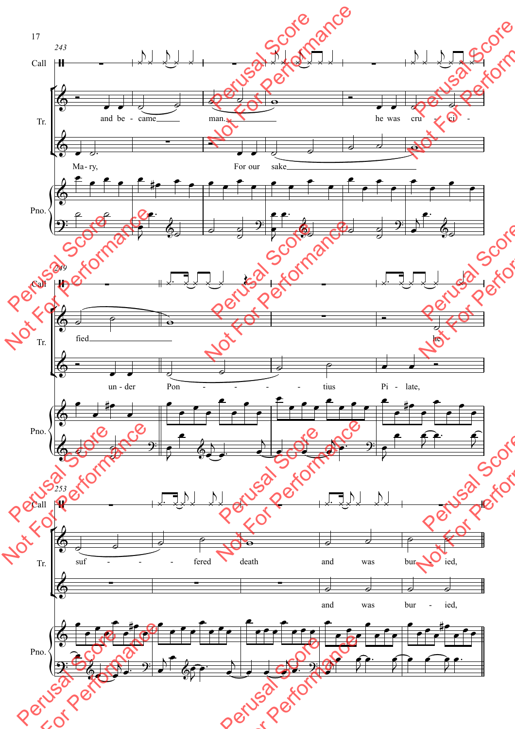243

Call

Tr.

and be - came man. he was cru - ci -

Ma - ry, For our sake

Pno.

249

Call

Tr.

fied he

un - der Pon - tius Pi - late,

Pno.

253

Call

Tr.

suf - fered death and was bur - ied,

and was bur - ied,

Pno.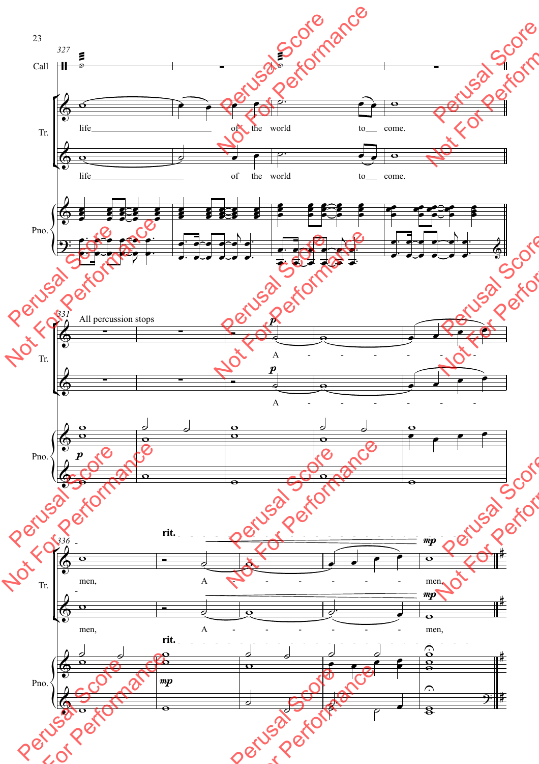327

Call

Tr.

life of the world to come.

life of the world to come.

Pno.

331 All percussion stops

Tr.

*p*

A

*p*

A

Pno.

*p*

336

rit.

*mp*

Tr.

men, A men,

*mp*

men, A men,

rit.

Pno.

*mp*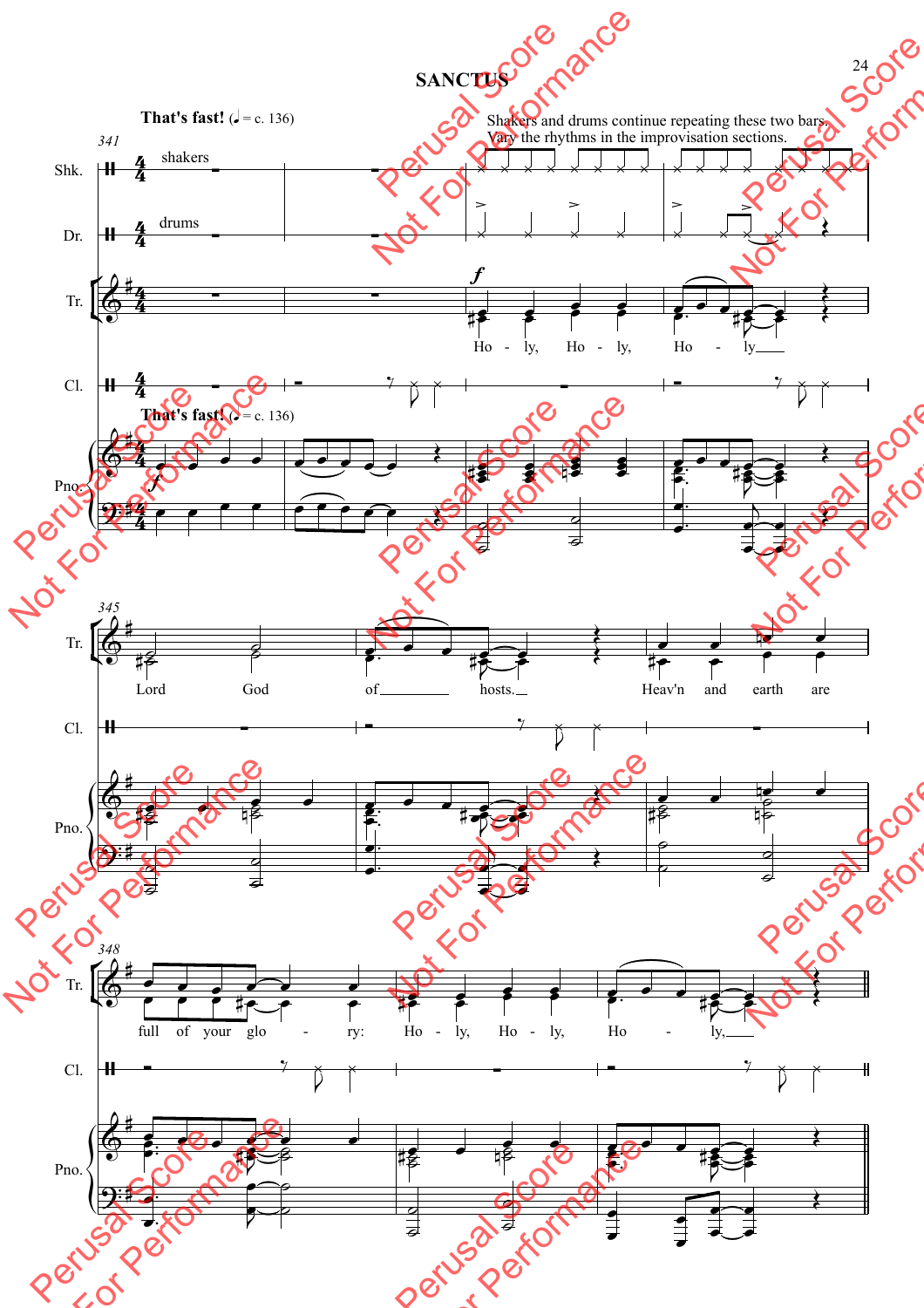# SANCTUS

**That's fast!** (♩ = c. 136)

Shakers and drums continue repeating these two bars. Vary the rhythms in the improvisation sections.

Ho - ly, Ho - ly, Ho - ly

Lord God of hosts.

Heav'n and earth are full of your glo - ry: Ho - ly, Ho - ly, Ho - ly,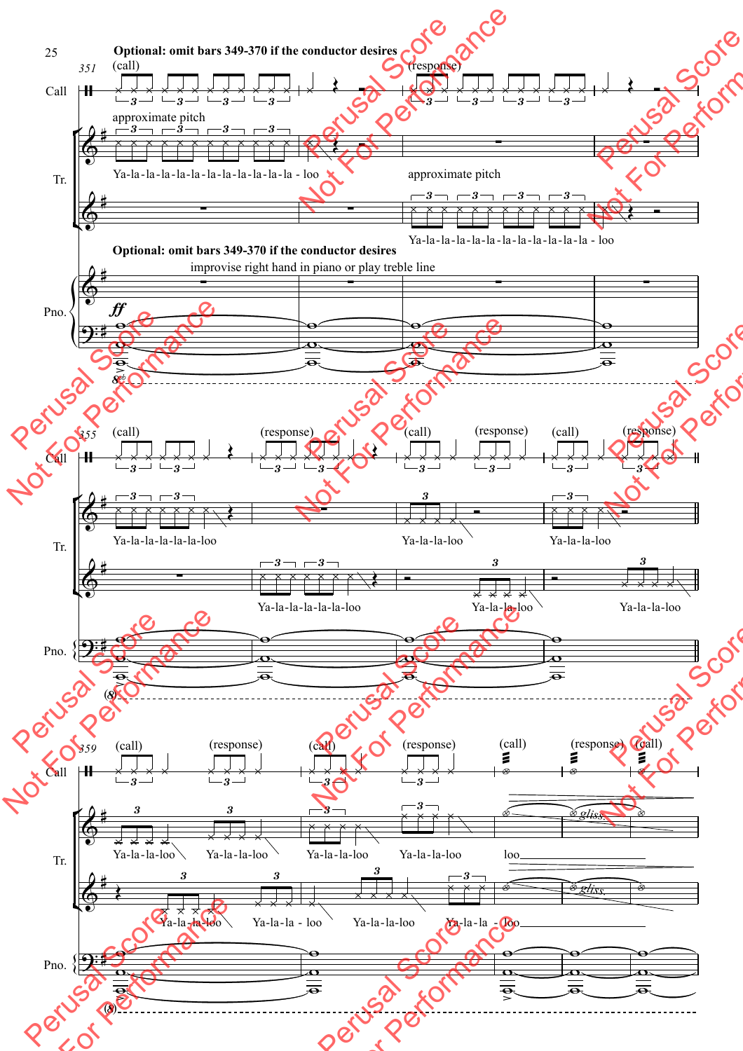**Optional: omit bars 349-370 if the conductor desires**

351

Call: (call) (response)

Tr.: approximate pitch

Ya-la-la-la-la-la-la-la-la-la-la-la - loo

approximate pitch

Ya-la-la-la-la-la-la-la-la-la-la-la - loo

**Optional: omit bars 349-370 if the conductor desires**

improvise right hand in piano or play treble line

Pno.: *ff*

8vb

355

Call: (call) (response) (call) (response) (call) (response)

Tr.: Ya-la-la-la-la-la-loo Ya-la-la-loo Ya-la-la-loo

Ya-la-la-la-la-la-loo Ya-la-la-loo Ya-la-la-loo

Pno.: (8)

359

Call: (call) (response) (call) (response) (call) (response) (call)

Tr.: Ya-la-la-loo Ya-la-la-loo Ya-la-la-loo Ya-la-la-loo loo *gliss.*

Ya-la-la-loo Ya-la-la - loo Ya-la-la-loo Ya-la-la - loo *gliss.*

Pno.: (8)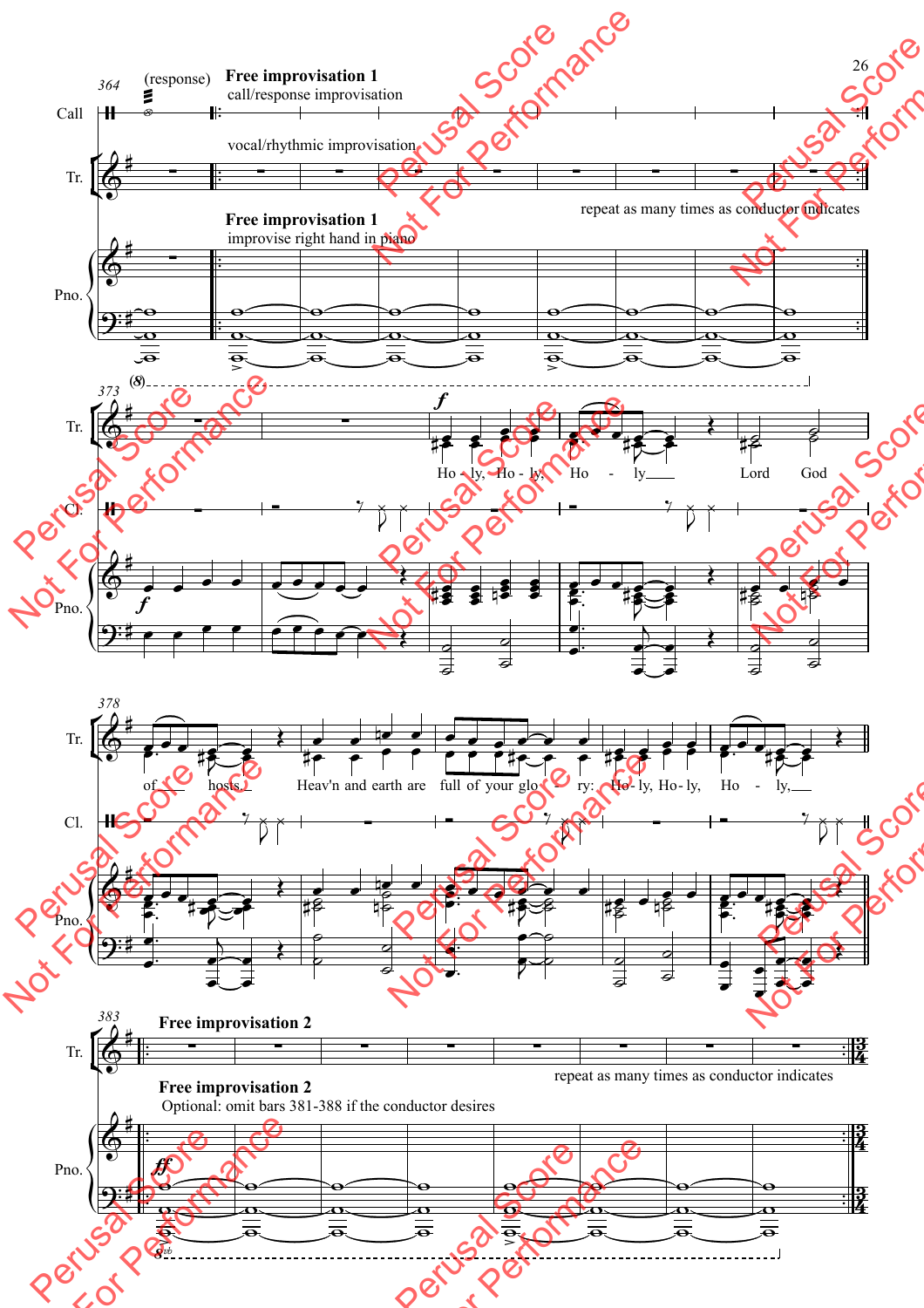**Free improvisation 1**

call/response improvisation

vocal/rhythmic improvisation

repeat as many times as conductor indicates

**Free improvisation 1**

improvise right hand in piano

Holy, Holy, Holy Lord God of hosts, Heav'n and earth are full of your glory: Holy, Holy, Holy,

**Free improvisation 2**

repeat as many times as conductor indicates

**Free improvisation 2**

Optional: omit bars 381-388 if the conductor desires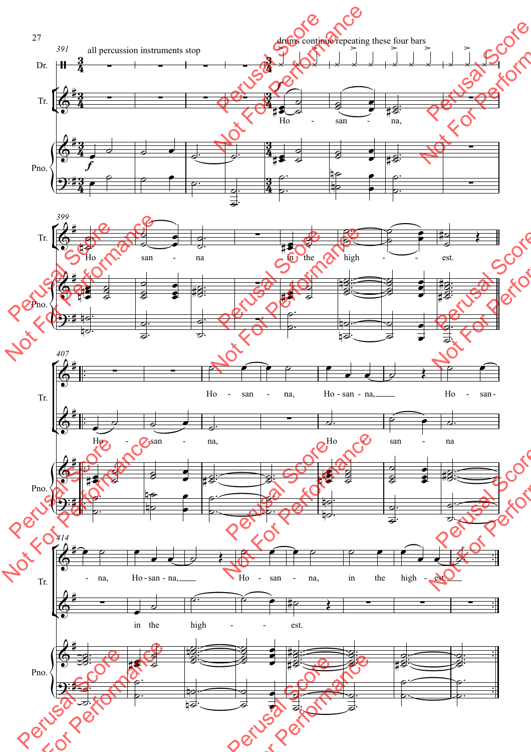all percussion instruments stop

drums continue repeating these four bars

Dr.

Tr.

Ho - san - na,

Pno.

Tr.

Ho - san - na in the high - est.

Pno.

Tr.

Ho - san - na, Ho - san - na, Ho - san-

Ho - san - na, Ho san - na

Pno.

Tr.

- na, Ho - san - na, Ho - san - na, in the high - est.

in the high - est.

Pno.

Perusal Score Not For Performance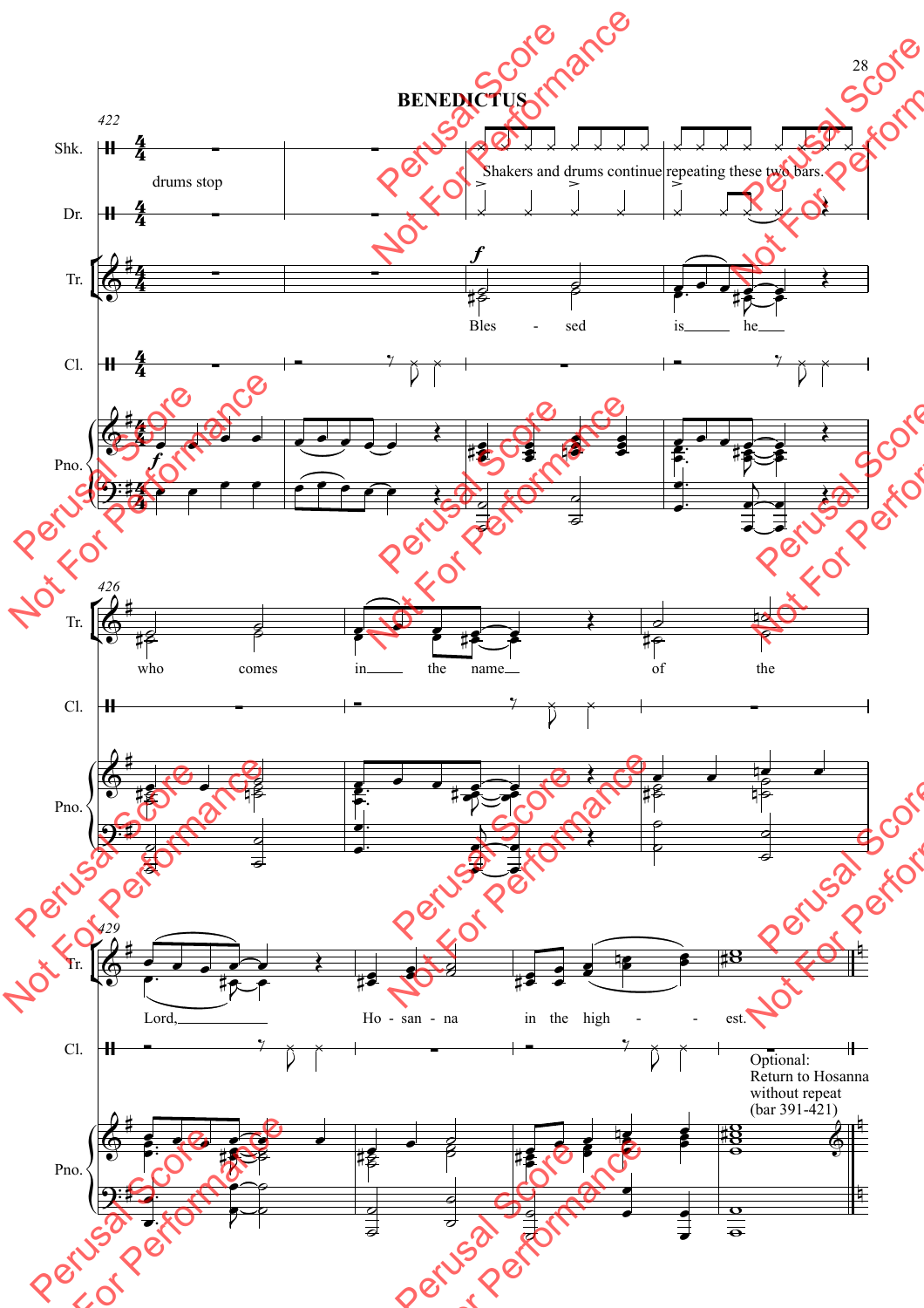## BENEDICTUS

drums stop

Shakers and drums continue repeating these two bars.

Bles - sed is he who comes in the name of the Lord, Ho - san - na in the high - est.

Optional:
Return to Hosanna
without repeat
(bar 391-421)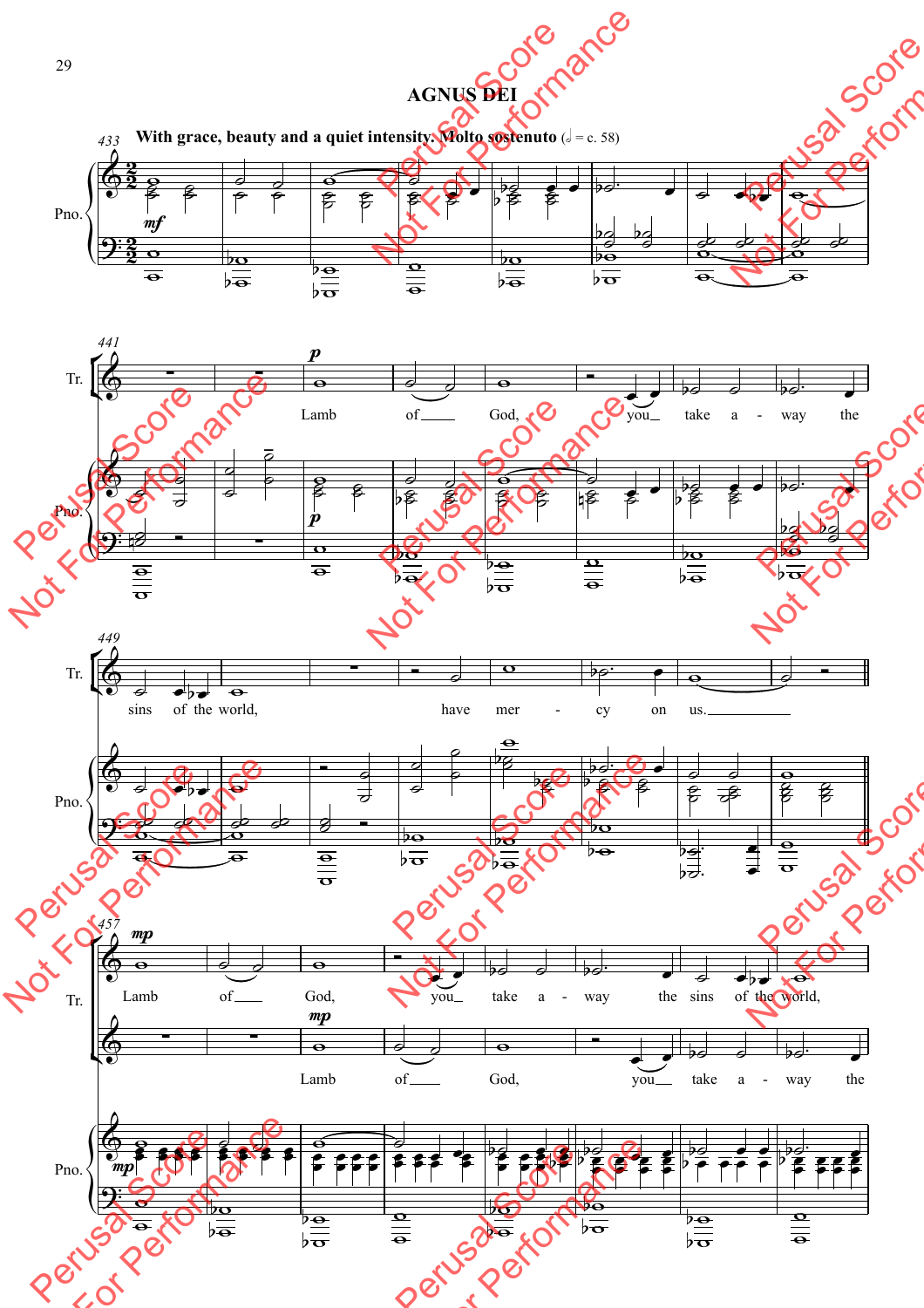# AGNUS DEI

**With grace, beauty and a quiet intensity. Molto sostenuto** (𝅗𝅥 = c. 58)

Lamb of God, you take away the sins of the world, have mercy on us.

Lamb of God, you take away the sins of the world,

Lamb of God, you take away the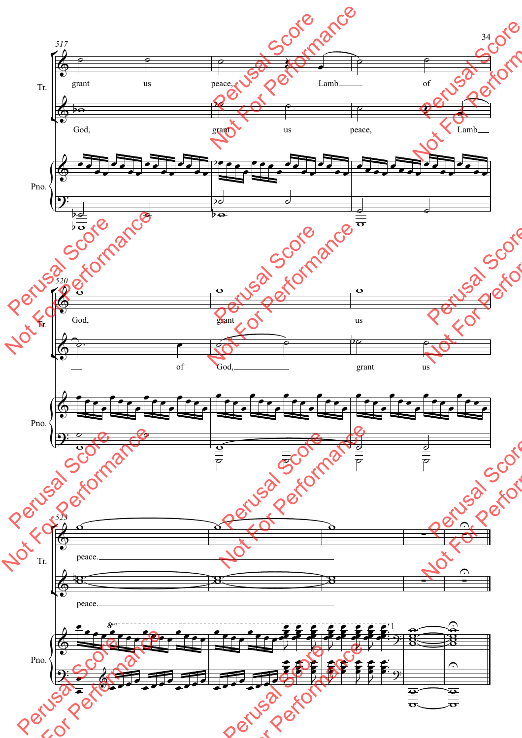517

Tr.

grant us peace, Lamb of

God, grant us peace, Lamb

Pno.

520

God, grant us

of God, grant us

523

peace.

peace.